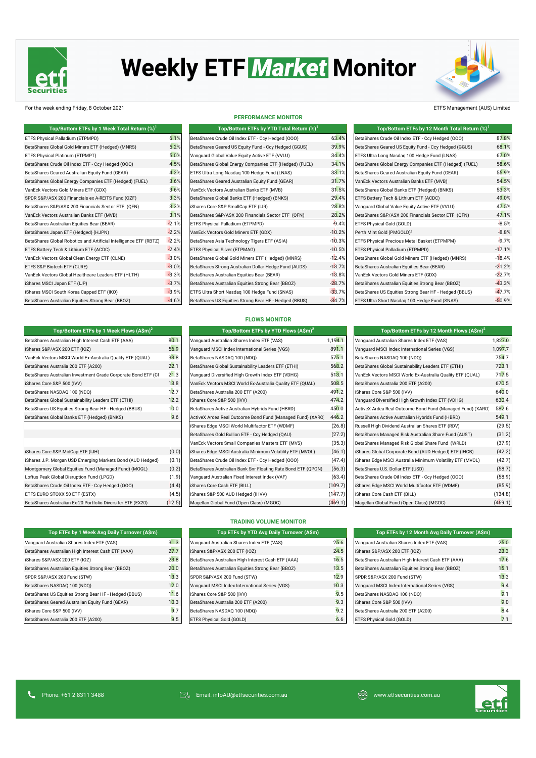# Weekly ETF Market Monitor

For the week ending Friday, 8 October 2021

ETFS Management (AUS) Limited

## PERFORMANCE MONITOR

| Top/Bottom ETFs by 1 Week Total Return (%)[1] | |
|---|---|
| ETFS Physical Palladium (ETPMPD) | 6.1% |
| BetaShares Global Gold Miners ETF (Hedged) (MNRS) | 5.2% |
| ETFS Physical Platinum (ETPMPT) | 5.0% |
| BetaShares Crude Oil Index ETF - Ccy Hedged (OOO) | 4.5% |
| BetaShares Geared Australian Equity Fund (GEAR) | 4.2% |
| BetaShares Global Energy Companies ETF (Hedged) (FUEL) | 3.6% |
| VanEck Vectors Gold Miners ETF (GDX) | 3.6% |
| SPDR S&P/ASX 200 Financials ex A-REITS Fund (OZF) | 3.3% |
| BetaShares S&P/ASX 200 Financials Sector ETF (QFN) | 3.3% |
| VanEck Vectors Australian Banks ETF (MVB) | 3.1% |
| BetaShares Australian Equities Bear (BEAR) | -2.1% |
| BetaShares Japan ETF (Hedged) (HJPN) | -2.2% |
| BetaShares Global Robotics and Artificial Intelligence ETF (RBTZ) | -2.2% |
| ETFS Battery Tech & Lithium ETF (ACDC) | -2.4% |
| VanEck Vectors Global Clean Energy ETF (CLNE) | -3.0% |
| ETFS S&P Biotech ETF (CURE) | -3.0% |
| VanEck Vectors Global Healthcare Leaders ETF (HLTH) | -3.3% |
| iShares MSCI Japan ETF (IJP) | -3.7% |
| iShares MSCI South Korea Capped ETF (IKO) | -3.9% |
| BetaShares Australian Equities Strong Bear (BBOZ) | -4.6% |

| Top/Bottom ETFs by YTD Total Return (%)[1] | |
|---|---|
| BetaShares Crude Oil Index ETF - Ccy Hedged (OOO) | 63.4% |
| BetaShares Geared US Equity Fund - Ccy Hedged (GGUS) | 39.9% |
| Vanguard Global Value Equity Active ETF (VVLU) | 34.4% |
| BetaShares Global Energy Companies ETF (Hedged) (FUEL) | 34.1% |
| ETFS Ultra Long Nasdaq 100 Hedge Fund (LNAS) | 33.1% |
| BetaShares Geared Australian Equity Fund (GEAR) | 31.7% |
| VanEck Vectors Australian Banks ETF (MVB) | 31.5% |
| BetaShares Global Banks ETF (Hedged) (BNKS) | 29.4% |
| iShares Core S&P SmallCap ETF (IJR) | 28.8% |
| BetaShares S&P/ASX 200 Financials Sector ETF (QFN) | 28.2% |
| ETFS Physical Palladium (ETPMPD) | -9.4% |
| VanEck Vectors Gold Miners ETF (GDX) | -10.2% |
| BetaShares Asia Technology Tigers ETF (ASIA) | -10.3% |
| ETFS Physical Silver (ETPMAG) | -10.5% |
| BetaShares Global Gold Miners ETF (Hedged) (MNRS) | -12.4% |
| BetaShares Strong Australian Dollar Hedge Fund (AUDS) | -13.7% |
| BetaShares Australian Equities Bear (BEAR) | -13.8% |
| BetaShares Australian Equities Strong Bear (BBOZ) | -28.7% |
| ETFS Ultra Short Nasdaq 100 Hedge Fund (SNAS) | -33.7% |
| BetaShares US Equities Strong Bear HF - Hedged (BBUS) | -34.7% |

| Top/Bottom ETFs by 12 Month Total Return (%)[1] | |
|---|---|
| BetaShares Crude Oil Index ETF - Ccy Hedged (OOO) | 87.8% |
| BetaShares Geared US Equity Fund - Ccy Hedged (GGUS) | 68.1% |
| ETFS Ultra Long Nasdaq 100 Hedge Fund (LNAS) | 67.0% |
| BetaShares Global Energy Companies ETF (Hedged) (FUEL) | 58.6% |
| BetaShares Geared Australian Equity Fund (GEAR) | 55.9% |
| VanEck Vectors Australian Banks ETF (MVB) | 54.5% |
| BetaShares Global Banks ETF (Hedged) (BNKS) | 53.3% |
| ETFS Battery Tech & Lithium ETF (ACDC) | 49.0% |
| Vanguard Global Value Equity Active ETF (VVLU) | 47.5% |
| BetaShares S&P/ASX 200 Financials Sector ETF (QFN) | 47.1% |
| ETFS Physical Gold (GOLD) | -8.5% |
| Perth Mint Gold (PMGOLD)[3] | -8.8% |
| ETFS Physical Precious Metal Basket (ETPMPM) | -9.7% |
| ETFS Physical Palladium (ETPMPD) | -17.1% |
| BetaShares Global Gold Miners ETF (Hedged) (MNRS) | -18.4% |
| BetaShares Australian Equities Bear (BEAR) | -21.2% |
| VanEck Vectors Gold Miners ETF (GDX) | -22.7% |
| BetaShares Australian Equities Strong Bear (BBOZ) | -43.3% |
| BetaShares US Equities Strong Bear HF - Hedged (BBUS) | -47.7% |
| ETFS Ultra Short Nasdaq 100 Hedge Fund (SNAS) | -50.9% |

## FLOWS MONITOR

| Top/Bottom ETFs by 1 Week Flows (A$m)[2] | |
|---|---|
| BetaShares Australian High Interest Cash ETF (AAA) | 80.1 |
| iShares S&P/ASX 200 ETF (IOZ) | 56.9 |
| VanEck Vectors MSCI World Ex-Australia Quality ETF (QUAL) | 33.8 |
| BetaShares Australia 200 ETF (A200) | 22.1 |
| BetaShares Australian Investment Grade Corporate Bond ETF (CF | 21.3 |
| iShares Core S&P 500 (IVV) | 13.8 |
| BetaShares NASDAQ 100 (NDQ) | 12.7 |
| BetaShares Global Sustainability Leaders ETF (ETHI) | 12.2 |
| BetaShares US Equities Strong Bear HF - Hedged (BBUS) | 10.0 |
| BetaShares Global Banks ETF (Hedged) (BNKS) | 9.6 |
| | |
| | |
| | |
| iShares Core S&P MidCap ETF (IJH) | (0.0) |
| iShares J.P. Morgan USD Emerging Markets Bond (AUD Hedged) | (0.1) |
| Montgomery Global Equities Fund (Managed Fund) (MOGL) | (0.2) |
| Loftus Peak Global Disruption Fund (LPGD) | (1.9) |
| BetaShares Crude Oil Index ETF - Ccy Hedged (OOO) | (4.4) |
| ETFS EURO STOXX 50 ETF (ESTX) | (4.5) |
| BetaShares Australian Ex-20 Portfolio Diversifer ETF (EX20) | (12.5) |

| Top/Bottom ETFs by YTD Flows (A$m)[2] | |
|---|---|
| Vanguard Australian Shares Index ETF (VAS) | 1,194.1 |
| Vanguard MSCI Index International Series (VGS) | 891.1 |
| BetaShares NASDAQ 100 (NDQ) | 575.1 |
| BetaShares Global Sustainability Leaders ETF (ETHI) | 568.2 |
| Vanguard Diversified High Growth Index ETF (VDHG) | 513.1 |
| VanEck Vectors MSCI World Ex-Australia Quality ETF (QUAL) | 508.5 |
| BetaShares Australia 200 ETF (A200) | 491.2 |
| iShares Core S&P 500 (IVV) | 474.2 |
| BetaShares Active Australian Hybrids Fund (HBRD) | 450.0 |
| ActiveX Ardea Real Outcome Bond Fund (Managed Fund) (XARO | 446.2 |
| iShares Edge MSCI World Multifactor ETF (WDMF) | (26.8) |
| BetaShares Gold Bullion ETF - Ccy Hedged (QAU) | (27.2) |
| VanEck Vectors Small Companies Masters ETF (MVS) | (35.3) |
| iShares Edge MSCI Australia Minimum Volatility ETF (MVOL) | (46.1) |
| BetaShares Crude Oil Index ETF - Ccy Hedged (OOO) | (47.4) |
| BetaShares Australian Bank Snr Floating Rate Bond ETF (QPON) | (56.3) |
| Vanguard Australian Fixed Interest Index (VAF) | (63.4) |
| iShares Core Cash ETF (BILL) | (109.7) |
| iShares S&P 500 AUD Hedged (IHVV) | (147.7) |
| Magellan Global Fund (Open Class) (MGOC) | (469.1) |

| Top/Bottom ETFs by 12 Month Flows (A$m)[2] | |
|---|---|
| Vanguard Australian Shares Index ETF (VAS) | 1,827.0 |
| Vanguard MSCI Index International Series (VGS) | 1,097.7 |
| BetaShares NASDAQ 100 (NDQ) | 754.7 |
| BetaShares Global Sustainability Leaders ETF (ETHI) | 723.1 |
| VanEck Vectors MSCI World Ex-Australia Quality ETF (QUAL) | 717.5 |
| BetaShares Australia 200 ETF (A200) | 670.5 |
| iShares Core S&P 500 (IVV) | 640.0 |
| Vanguard Diversified High Growth Index ETF (VDHG) | 630.4 |
| ActiveX Ardea Real Outcome Bond Fund (Managed Fund) (XARO) | 582.6 |
| BetaShares Active Australian Hybrids Fund (HBRD) | 549.1 |
| Russell High Dividend Australian Shares ETF (RDV) | (29.5) |
| BetaShares Managed Risk Australian Share Fund (AUST) | (31.2) |
| BetaShares Managed Risk Global Share Fund (WRLD) | (37.9) |
| iShares Global Corporate Bond (AUD Hedged) ETF (IHCB) | (42.2) |
| iShares Edge MSCI Australia Minimum Volatility ETF (MVOL) | (42.7) |
| BetaShares U.S. Dollar ETF (USD) | (58.7) |
| BetaShares Crude Oil Index ETF - Ccy Hedged (OOO) | (58.9) |
| iShares Edge MSCI World Multifactor ETF (WDMF) | (85.9) |
| iShares Core Cash ETF (BILL) | (134.8) |
| Magellan Global Fund (Open Class) (MGOC) | (469.1) |

## TRADING VOLUME MONITOR

| Top ETFs by 1 Week Avg Daily Turnover (A$m) | |
|---|---|
| Vanguard Australian Shares Index ETF (VAS) | 31.3 |
| BetaShares Australian High Interest Cash ETF (AAA) | 27.7 |
| iShares S&P/ASX 200 ETF (IOZ) | 23.8 |
| BetaShares Australian Equities Strong Bear (BBOZ) | 20.0 |
| SPDR S&P/ASX 200 Fund (STW) | 13.3 |
| BetaShares NASDAQ 100 (NDQ) | 12.0 |
| BetaShares US Equities Strong Bear HF - Hedged (BBUS) | 11.6 |
| BetaShares Geared Australian Equity Fund (GEAR) | 10.3 |
| iShares Core S&P 500 (IVV) | 9.7 |
| BetaShares Australia 200 ETF (A200) | 9.5 |

| Top ETFs by YTD Avg Daily Turnover (A$m) | |
|---|---|
| Vanguard Australian Shares Index ETF (VAS) | 25.6 |
| iShares S&P/ASX 200 ETF (IOZ) | 24.5 |
| BetaShares Australian High Interest Cash ETF (AAA) | 16.5 |
| BetaShares Australian Equities Strong Bear (BBOZ) | 13.5 |
| SPDR S&P/ASX 200 Fund (STW) | 12.9 |
| Vanguard MSCI Index International Series (VGS) | 10.3 |
| iShares Core S&P 500 (IVV) | 9.5 |
| BetaShares Australia 200 ETF (A200) | 9.3 |
| BetaShares NASDAQ 100 (NDQ) | 9.2 |
| ETFS Physical Gold (GOLD) | 6.6 |

| Top ETFs by 12 Month Avg Daily Turnover (A$m) | |
|---|---|
| Vanguard Australian Shares Index ETF (VAS) | 25.0 |
| iShares S&P/ASX 200 ETF (IOZ) | 23.3 |
| BetaShares Australian High Interest Cash ETF (AAA) | 17.6 |
| BetaShares Australian Equities Strong Bear (BBOZ) | 15.1 |
| SPDR S&P/ASX 200 Fund (STW) | 13.3 |
| Vanguard MSCI Index International Series (VGS) | 9.4 |
| BetaShares NASDAQ 100 (NDQ) | 9.1 |
| iShares Core S&P 500 (IVV) | 9.0 |
| BetaShares Australia 200 ETF (A200) | 8.4 |
| ETFS Physical Gold (GOLD) | 7.1 |

Phone: +61 2 8311 3488 | Email: infoAU@etfsecurities.com.au | www.etfsecurities.com.au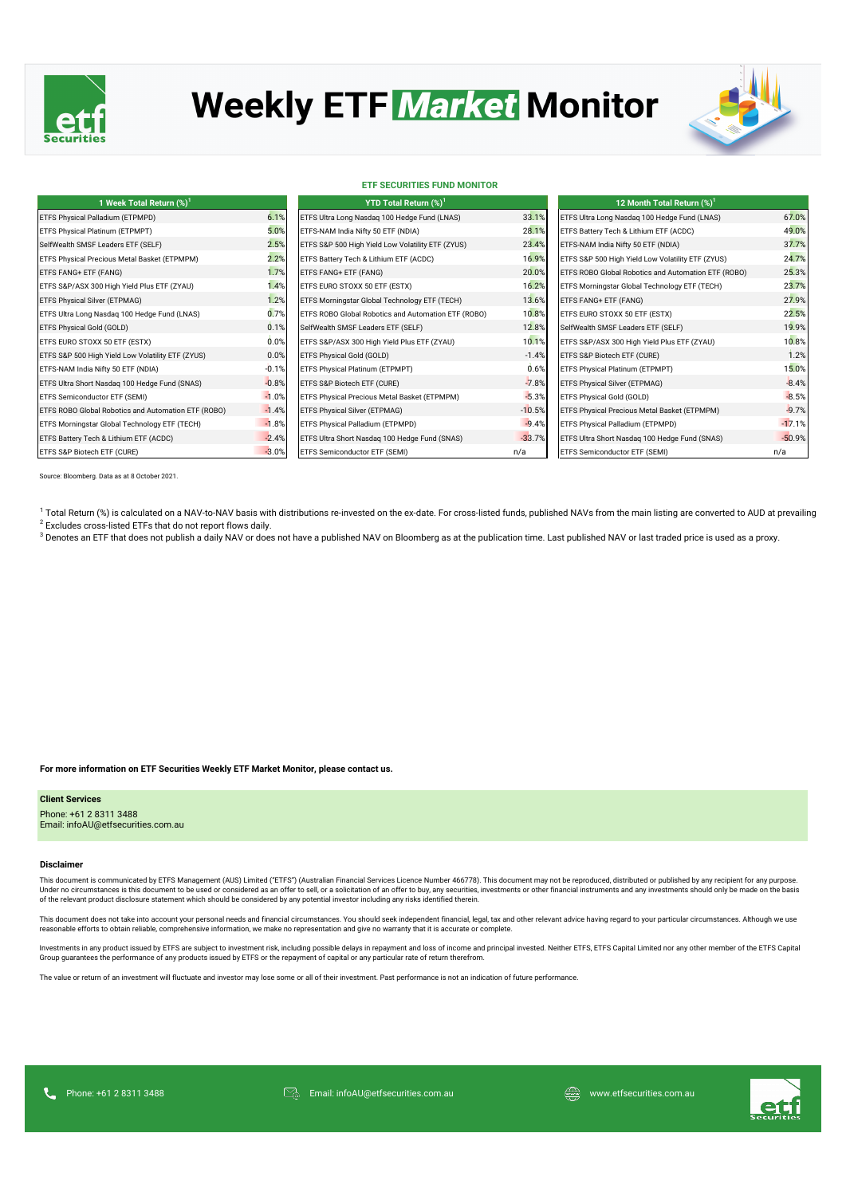# Weekly ETF Market Monitor

**ETF SECURITIES FUND MONITOR**

| 1 Week Total Return (%)[1] | |
|---|---|
| ETFS Physical Palladium (ETPMPD) | 6.1% |
| ETFS Physical Platinum (ETPMPT) | 5.0% |
| SelfWealth SMSF Leaders ETF (SELF) | 2.5% |
| ETFS Physical Precious Metal Basket (ETPMPM) | 2.2% |
| ETFS FANG+ ETF (FANG) | 1.7% |
| ETFS S&P/ASX 300 High Yield Plus ETF (ZYAU) | 1.4% |
| ETFS Physical Silver (ETPMAG) | 1.2% |
| ETFS Ultra Long Nasdaq 100 Hedge Fund (LNAS) | 0.7% |
| ETFS Physical Gold (GOLD) | 0.1% |
| ETFS EURO STOXX 50 ETF (ESTX) | 0.0% |
| ETFS S&P 500 High Yield Low Volatility ETF (ZYUS) | 0.0% |
| ETFS-NAM India Nifty 50 ETF (NDIA) | -0.1% |
| ETFS Ultra Short Nasdaq 100 Hedge Fund (SNAS) | -0.8% |
| ETFS Semiconductor ETF (SEMI) | -1.0% |
| ETFS ROBO Global Robotics and Automation ETF (ROBO) | -1.4% |
| ETFS Morningstar Global Technology ETF (TECH) | -1.8% |
| ETFS Battery Tech & Lithium ETF (ACDC) | -2.4% |
| ETFS S&P Biotech ETF (CURE) | -3.0% |

| YTD Total Return (%)[1] | |
|---|---|
| ETFS Ultra Long Nasdaq 100 Hedge Fund (LNAS) | 33.1% |
| ETFS-NAM India Nifty 50 ETF (NDIA) | 28.1% |
| ETFS S&P 500 High Yield Low Volatility ETF (ZYUS) | 23.4% |
| ETFS Battery Tech & Lithium ETF (ACDC) | 16.9% |
| ETFS FANG+ ETF (FANG) | 20.0% |
| ETFS EURO STOXX 50 ETF (ESTX) | 16.2% |
| ETFS Morningstar Global Technology ETF (TECH) | 13.6% |
| ETFS ROBO Global Robotics and Automation ETF (ROBO) | 10.8% |
| SelfWealth SMSF Leaders ETF (SELF) | 12.8% |
| ETFS S&P/ASX 300 High Yield Plus ETF (ZYAU) | 10.1% |
| ETFS Physical Gold (GOLD) | -1.4% |
| ETFS Physical Platinum (ETPMPT) | 0.6% |
| ETFS S&P Biotech ETF (CURE) | -7.8% |
| ETFS Physical Precious Metal Basket (ETPMPM) | -5.3% |
| ETFS Physical Silver (ETPMAG) | -10.5% |
| ETFS Physical Palladium (ETPMPD) | -9.4% |
| ETFS Ultra Short Nasdaq 100 Hedge Fund (SNAS) | -33.7% |
| ETFS Semiconductor ETF (SEMI) | n/a |

| 12 Month Total Return (%)[1] | |
|---|---|
| ETFS Ultra Long Nasdaq 100 Hedge Fund (LNAS) | 67.0% |
| ETFS Battery Tech & Lithium ETF (ACDC) | 49.0% |
| ETFS-NAM India Nifty 50 ETF (NDIA) | 37.7% |
| ETFS S&P 500 High Yield Low Volatility ETF (ZYUS) | 24.7% |
| ETFS ROBO Global Robotics and Automation ETF (ROBO) | 25.3% |
| ETFS Morningstar Global Technology ETF (TECH) | 23.7% |
| ETFS FANG+ ETF (FANG) | 27.9% |
| ETFS EURO STOXX 50 ETF (ESTX) | 22.5% |
| SelfWealth SMSF Leaders ETF (SELF) | 19.9% |
| ETFS S&P/ASX 300 High Yield Plus ETF (ZYAU) | 10.8% |
| ETFS S&P Biotech ETF (CURE) | 1.2% |
| ETFS Physical Platinum (ETPMPT) | 15.0% |
| ETFS Physical Silver (ETPMAG) | -8.4% |
| ETFS Physical Gold (GOLD) | -8.5% |
| ETFS Physical Precious Metal Basket (ETPMPM) | -9.7% |
| ETFS Physical Palladium (ETPMPD) | -17.1% |
| ETFS Ultra Short Nasdaq 100 Hedge Fund (SNAS) | -50.9% |
| ETFS Semiconductor ETF (SEMI) | n/a |

Source: Bloomberg. Data as at 8 October 2021.

[1] Total Return (%) is calculated on a NAV-to-NAV basis with distributions re-invested on the ex-date. For cross-listed funds, published NAVs from the main listing are converted to AUD at prevailing
[2] Excludes cross-listed ETFs that do not report flows daily.
[3] Denotes an ETF that does not publish a daily NAV or does not have a published NAV on Bloomberg as at the publication time. Last published NAV or last traded price is used as a proxy.

**For more information on ETF Securities Weekly ETF Market Monitor, please contact us.**

**Client Services**
Phone: +61 2 8311 3488
Email: infoAU@etfsecurities.com.au

**Disclaimer**

This document is communicated by ETFS Management (AUS) Limited ("ETFS") (Australian Financial Services Licence Number 466778). This document may not be reproduced, distributed or published by any recipient for any purpose. Under no circumstances is this document to be used or considered as an offer to sell, or a solicitation of an offer to buy, any securities, investments or other financial instruments and any investments should only be made on the basis of the relevant product disclosure statement which should be considered by any potential investor including any risks identified therein.

This document does not take into account your personal needs and financial circumstances. You should seek independent financial, legal, tax and other relevant advice having regard to your particular circumstances. Although we use reasonable efforts to obtain reliable, comprehensive information, we make no representation and give no warranty that it is accurate or complete.

Investments in any product issued by ETFS are subject to investment risk, including possible delays in repayment and loss of income and principal invested. Neither ETFS, ETFS Capital Limited nor any other member of the ETFS Capital Group guarantees the performance of any products issued by ETFS or the repayment of capital or any particular rate of return therefrom.

The value or return of an investment will fluctuate and investor may lose some or all of their investment. Past performance is not an indication of future performance.

Phone: +61 2 8311 3488 Email: infoAU@etfsecurities.com.au www.etfsecurities.com.au